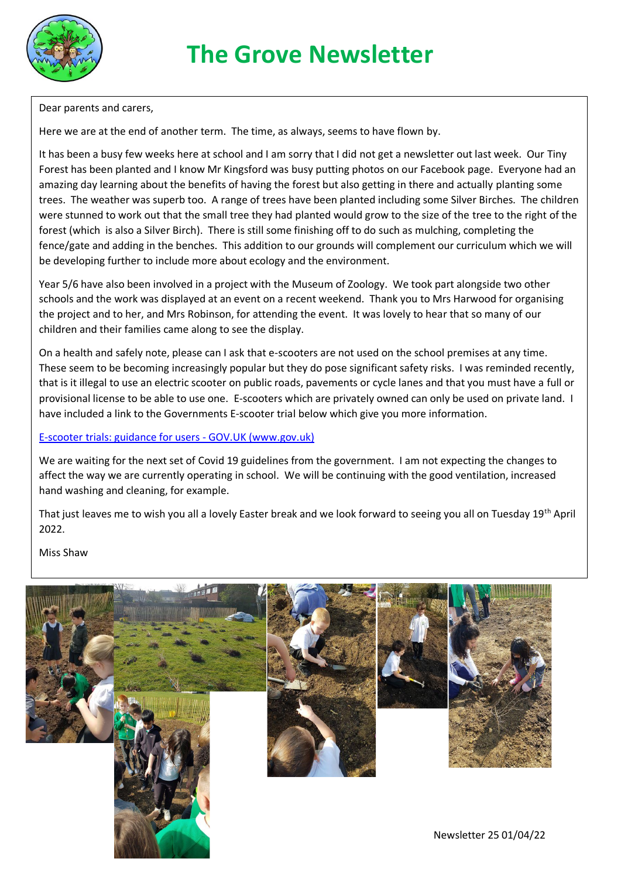# The Grove Newsletter

Dear parents and carers,

Here we are at the end of another term. The time, as always, seems to have flown by.

It has been a busy few weeks here at school and I am sorry that I did not get a newsletter out last week. Our Tiny Forest has been planted and I know Mr Kingsford was busy putting photos on our Facebook page. Everyone had an amazing day learning about the benefits of having the forest but also getting in there and actually planting some trees. The weather was superb too. A range of trees have been planted including some Silver Birches. The children were stunned to work out that the small tree they had planted would grow to the size of the tree to the right of the forest (which is also a Silver Birch). There is still some finishing off to do such as mulching, completing the fence/gate and adding in the benches. This addition to our grounds will complement our curriculum which we will be developing further to include more about ecology and the environment.

Year 5/6 have also been involved in a project with the Museum of Zoology. We took part alongside two other schools and the work was displayed at an event on a recent weekend. Thank you to Mrs Harwood for organising the project and to her, and Mrs Robinson, for attending the event. It was lovely to hear that so many of our children and their families came along to see the display.

On a health and safely note, please can I ask that e-scooters are not used on the school premises at any time. These seem to be becoming increasingly popular but they do pose significant safety risks. I was reminded recently, that is it illegal to use an electric scooter on public roads, pavements or cycle lanes and that you must have a full or provisional license to be able to use one. E-scooters which are privately owned can only be used on private land. I have included a link to the Governments E-scooter trial below which give you more information.

[E-scooter trials: guidance for users - GOV.UK (www.gov.uk)]

We are waiting for the next set of Covid 19 guidelines from the government. I am not expecting the changes to affect the way we are currently operating in school. We will be continuing with the good ventilation, increased hand washing and cleaning, for example.

That just leaves me to wish you all a lovely Easter break and we look forward to seeing you all on Tuesday 19th April 2022.

Miss Shaw

Newsletter 25 01/04/22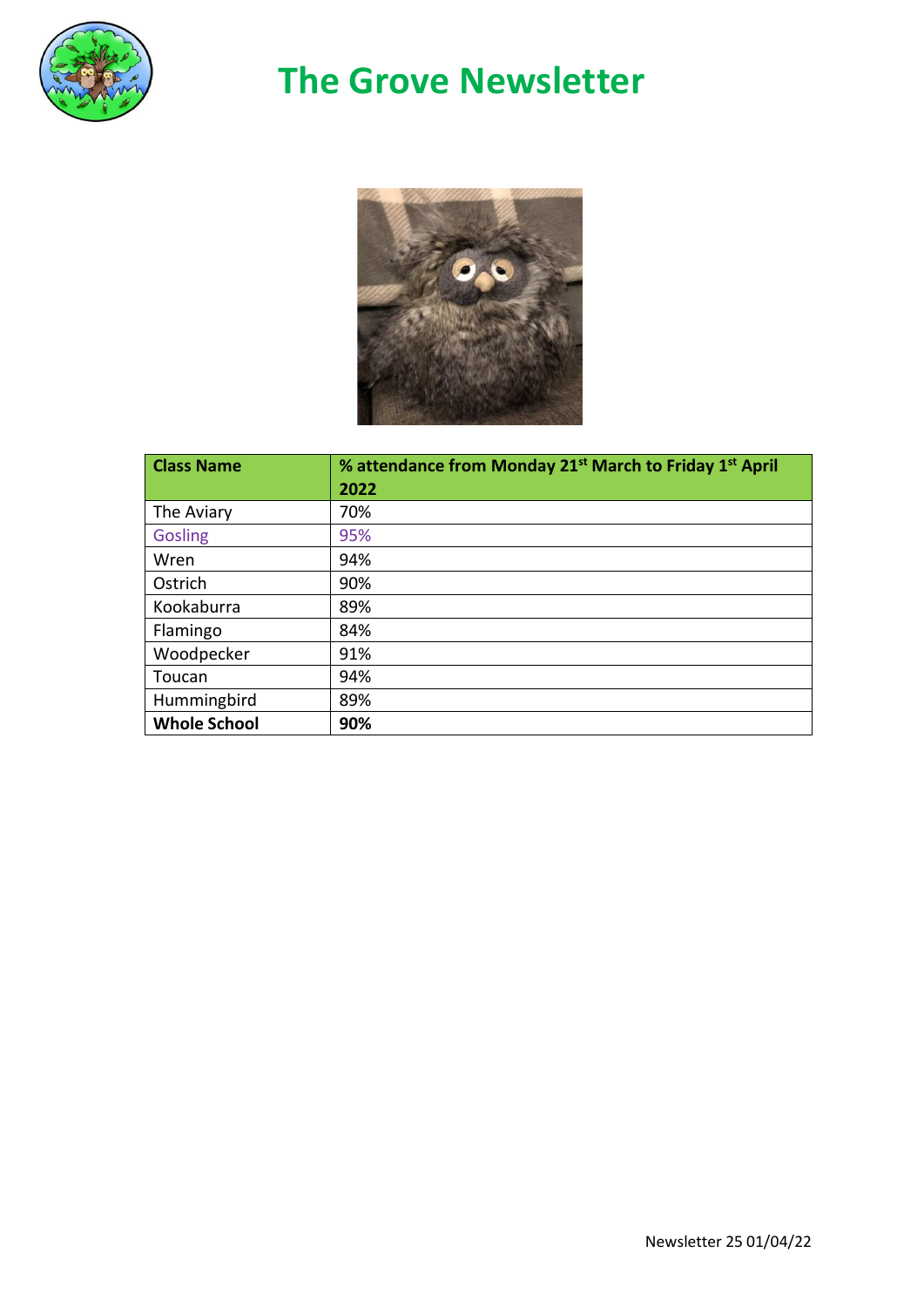# The Grove Newsletter

| Class Name | % attendance from Monday 21st March to Friday 1st April 2022 |
|---|---|
| The Aviary | 70% |
| Gosling | 95% |
| Wren | 94% |
| Ostrich | 90% |
| Kookaburra | 89% |
| Flamingo | 84% |
| Woodpecker | 91% |
| Toucan | 94% |
| Hummingbird | 89% |
| **Whole School** | **90%** |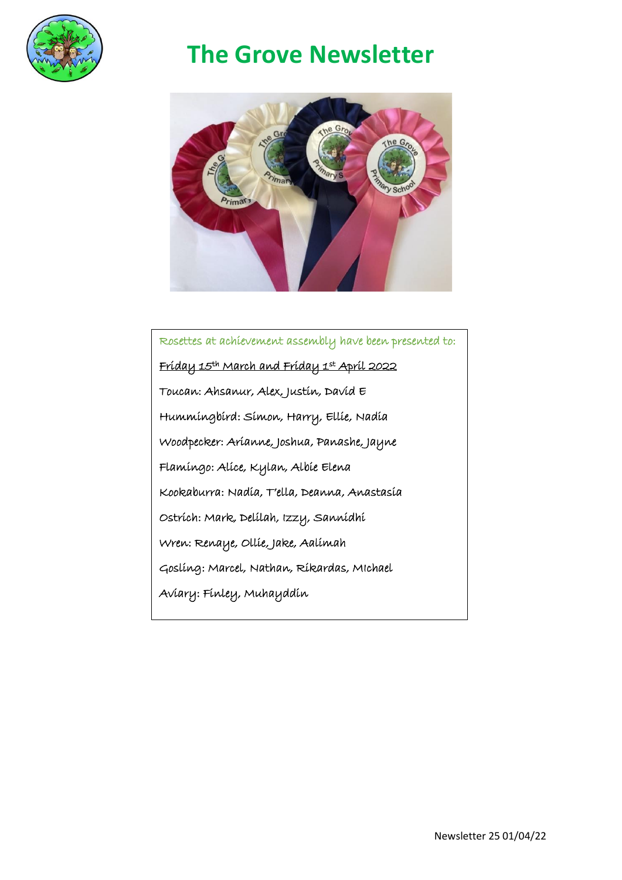# The Grove Newsletter

Rosettes at achievement assembly have been presented to:

Friday 15th March and Friday 1st April 2022

Toucan: Ahsanur, Alex, Justin, David E

Hummingbird: Simon, Harry, Ellie, Nadia

Woodpecker: Arianne, Joshua, Panashe, Jayne

Flamingo: Alice, Kylan, Albie Elena

Kookaburra: Nadia, T'ella, Deanna, Anastasia

Ostrich: Mark, Delilah, Izzy, Sannidhi

Wren: Renaye, Ollie, Jake, Aalimah

Gosling: Marcel, Nathan, Rikardas, MIchael

Aviary: Finley, Muhayddin